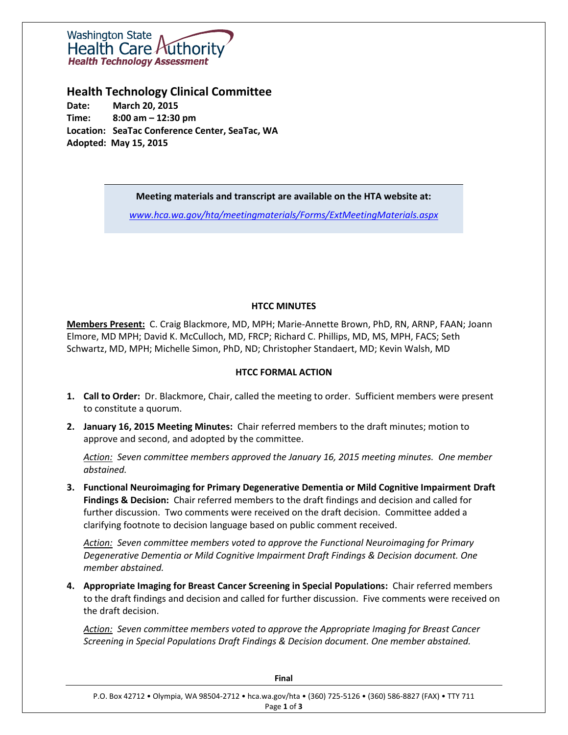Washington State Health Care Authority
Health Technology Assessment

# Health Technology Clinical Committee

**Date:** March 20, 2015
**Time:** 8:00 am – 12:30 pm
**Location:** SeaTac Conference Center, SeaTac, WA
**Adopted:** May 15, 2015

**Meeting materials and transcript are available on the HTA website at:**

*www.hca.wa.gov/hta/meetingmaterials/Forms/ExtMeetingMaterials.aspx*

## HTCC MINUTES

**Members Present:** C. Craig Blackmore, MD, MPH; Marie-Annette Brown, PhD, RN, ARNP, FAAN; Joann Elmore, MD MPH; David K. McCulloch, MD, FRCP; Richard C. Phillips, MD, MS, MPH, FACS; Seth Schwartz, MD, MPH; Michelle Simon, PhD, ND; Christopher Standaert, MD; Kevin Walsh, MD

## HTCC FORMAL ACTION

1. **Call to Order:** Dr. Blackmore, Chair, called the meeting to order. Sufficient members were present to constitute a quorum.

2. **January 16, 2015 Meeting Minutes:** Chair referred members to the draft minutes; motion to approve and second, and adopted by the committee.

   *Action: Seven committee members approved the January 16, 2015 meeting minutes. One member abstained.*

3. **Functional Neuroimaging for Primary Degenerative Dementia or Mild Cognitive Impairment Draft Findings & Decision:** Chair referred members to the draft findings and decision and called for further discussion. Two comments were received on the draft decision. Committee added a clarifying footnote to decision language based on public comment received.

   *Action: Seven committee members voted to approve the Functional Neuroimaging for Primary Degenerative Dementia or Mild Cognitive Impairment Draft Findings & Decision document. One member abstained.*

4. **Appropriate Imaging for Breast Cancer Screening in Special Populations:** Chair referred members to the draft findings and decision and called for further discussion. Five comments were received on the draft decision.

   *Action: Seven committee members voted to approve the Appropriate Imaging for Breast Cancer Screening in Special Populations Draft Findings & Decision document. One member abstained.*

**Final**

P.O. Box 42712 • Olympia, WA 98504-2712 • hca.wa.gov/hta • (360) 725-5126 • (360) 586-8827 (FAX) • TTY 711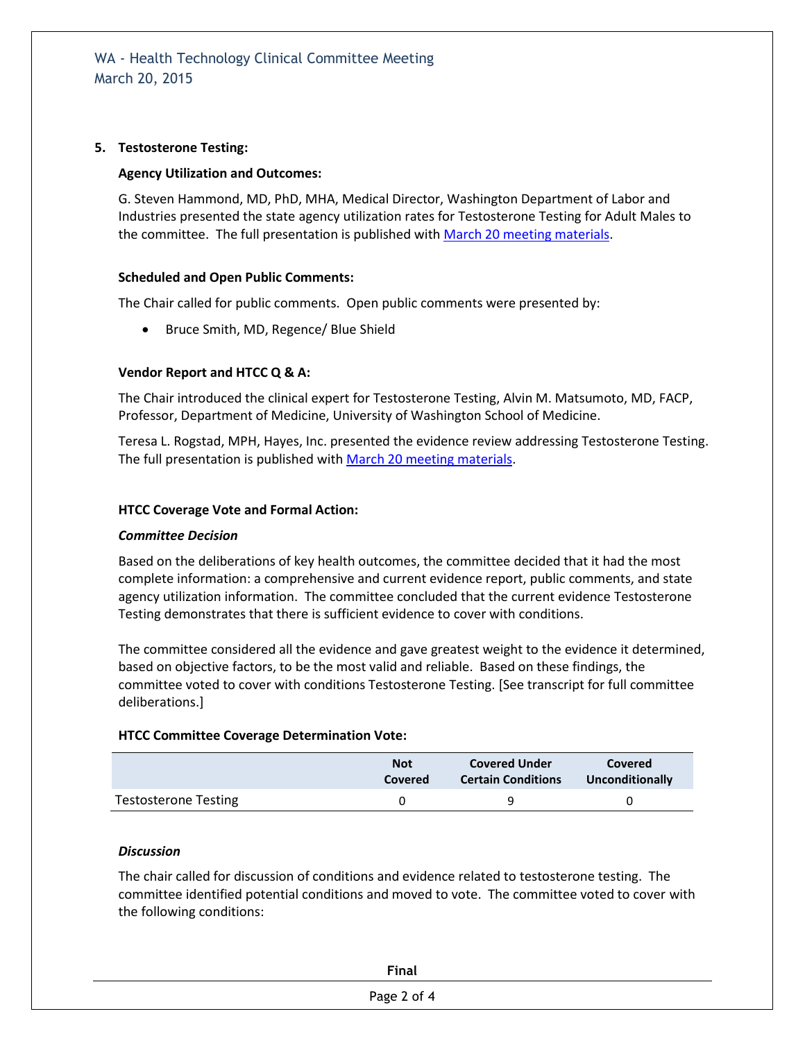## 5. Testosterone Testing:

### Agency Utilization and Outcomes:

G. Steven Hammond, MD, PhD, MHA, Medical Director, Washington Department of Labor and Industries presented the state agency utilization rates for Testosterone Testing for Adult Males to the committee. The full presentation is published with March 20 meeting materials.

### Scheduled and Open Public Comments:

The Chair called for public comments. Open public comments were presented by:

- Bruce Smith, MD, Regence/ Blue Shield

### Vendor Report and HTCC Q & A:

The Chair introduced the clinical expert for Testosterone Testing, Alvin M. Matsumoto, MD, FACP, Professor, Department of Medicine, University of Washington School of Medicine.

Teresa L. Rogstad, MPH, Hayes, Inc. presented the evidence review addressing Testosterone Testing. The full presentation is published with March 20 meeting materials.

### HTCC Coverage Vote and Formal Action:

***Committee Decision***

Based on the deliberations of key health outcomes, the committee decided that it had the most complete information: a comprehensive and current evidence report, public comments, and state agency utilization information. The committee concluded that the current evidence Testosterone Testing demonstrates that there is sufficient evidence to cover with conditions.

The committee considered all the evidence and gave greatest weight to the evidence it determined, based on objective factors, to be the most valid and reliable. Based on these findings, the committee voted to cover with conditions Testosterone Testing. [See transcript for full committee deliberations.]

### HTCC Committee Coverage Determination Vote:

| | Not Covered | Covered Under Certain Conditions | Covered Unconditionally |
|---|---|---|---|
| Testosterone Testing | 0 | 9 | 0 |

***Discussion***

The chair called for discussion of conditions and evidence related to testosterone testing. The committee identified potential conditions and moved to vote. The committee voted to cover with the following conditions: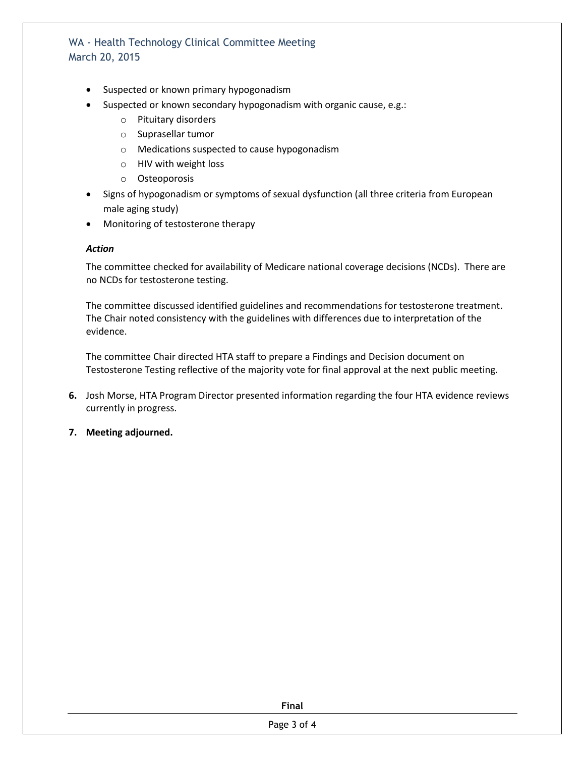- Suspected or known primary hypogonadism
- Suspected or known secondary hypogonadism with organic cause, e.g.:
  - Pituitary disorders
  - Suprasellar tumor
  - Medications suspected to cause hypogonadism
  - HIV with weight loss
  - Osteoporosis
- Signs of hypogonadism or symptoms of sexual dysfunction (all three criteria from European male aging study)
- Monitoring of testosterone therapy

***Action***

The committee checked for availability of Medicare national coverage decisions (NCDs). There are no NCDs for testosterone testing.

The committee discussed identified guidelines and recommendations for testosterone treatment. The Chair noted consistency with the guidelines with differences due to interpretation of the evidence.

The committee Chair directed HTA staff to prepare a Findings and Decision document on Testosterone Testing reflective of the majority vote for final approval at the next public meeting.

**6.** Josh Morse, HTA Program Director presented information regarding the four HTA evidence reviews currently in progress.

**7. Meeting adjourned.**

**Final**